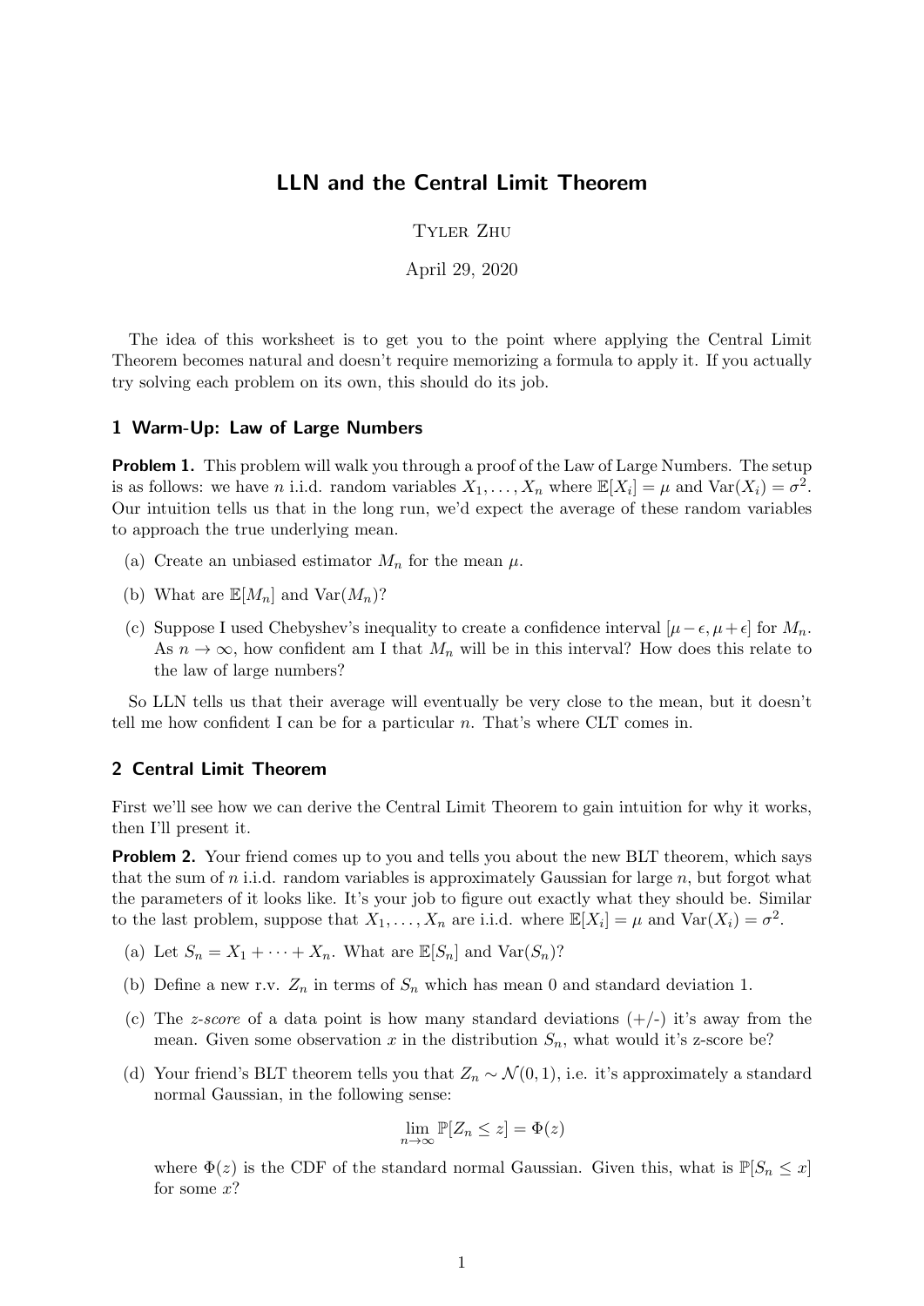# LLN and the Central Limit Theorem

Tyler Zhu

April 29, 2020

The idea of this worksheet is to get you to the point where applying the Central Limit Theorem becomes natural and doesn't require memorizing a formula to apply it. If you actually try solving each problem on its own, this should do its job.

## 1 Warm-Up: Law of Large Numbers

**Problem 1.** This problem will walk you through a proof of the Law of Large Numbers. The setup is as follows: we have $n$ i.i.d. random variables $X_1, \ldots, X_n$ where $\mathbb{E}[X_i] = \mu$ and $\text{Var}(X_i) = \sigma^2$. Our intuition tells us that in the long run, we'd expect the average of these random variables to approach the true underlying mean.

(a) Create an unbiased estimator $M_n$ for the mean $\mu$.

(b) What are $\mathbb{E}[M_n]$ and $\text{Var}(M_n)$?

(c) Suppose I used Chebyshev's inequality to create a confidence interval $[\mu - \epsilon, \mu + \epsilon]$ for $M_n$. As $n \to \infty$, how confident am I that $M_n$ will be in this interval? How does this relate to the law of large numbers?

So LLN tells us that their average will eventually be very close to the mean, but it doesn't tell me how confident I can be for a particular $n$. That's where CLT comes in.

## 2 Central Limit Theorem

First we'll see how we can derive the Central Limit Theorem to gain intuition for why it works, then I'll present it.

**Problem 2.** Your friend comes up to you and tells you about the new BLT theorem, which says that the sum of $n$ i.i.d. random variables is approximately Gaussian for large $n$, but forgot what the parameters of it looks like. It's your job to figure out exactly what they should be. Similar to the last problem, suppose that $X_1, \ldots, X_n$ are i.i.d. where $\mathbb{E}[X_i] = \mu$ and $\text{Var}(X_i) = \sigma^2$.

(a) Let $S_n = X_1 + \cdots + X_n$. What are $\mathbb{E}[S_n]$ and $\text{Var}(S_n)$?

(b) Define a new r.v. $Z_n$ in terms of $S_n$ which has mean 0 and standard deviation 1.

(c) The *z-score* of a data point is how many standard deviations (+/-) it's away from the mean. Given some observation $x$ in the distribution $S_n$, what would it's z-score be?

(d) Your friend's BLT theorem tells you that $Z_n \sim \mathcal{N}(0, 1)$, i.e. it's approximately a standard normal Gaussian, in the following sense:

$$\lim_{n \to \infty} \mathbb{P}[Z_n \leq z] = \Phi(z)$$

where $\Phi(z)$ is the CDF of the standard normal Gaussian. Given this, what is $\mathbb{P}[S_n \leq x]$ for some $x$?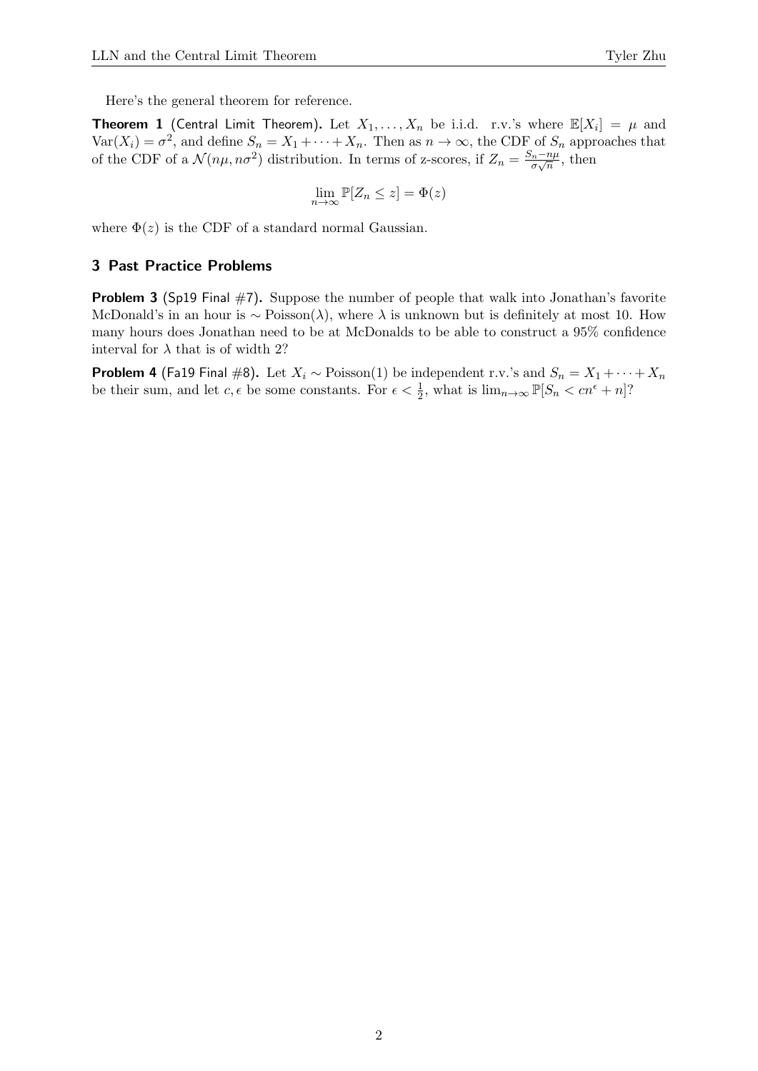Here's the general theorem for reference.

**Theorem 1** (Central Limit Theorem)**.** Let $X_1, \ldots, X_n$ be i.i.d. r.v.'s where $\mathbb{E}[X_i] = \mu$ and $\text{Var}(X_i) = \sigma^2$, and define $S_n = X_1 + \cdots + X_n$. Then as $n \to \infty$, the CDF of $S_n$ approaches that of the CDF of a $\mathcal{N}(n\mu, n\sigma^2)$ distribution. In terms of z-scores, if $Z_n = \frac{S_n - n\mu}{\sigma\sqrt{n}}$, then

$$\lim_{n\to\infty} \mathbb{P}[Z_n \leq z] = \Phi(z)$$

where $\Phi(z)$ is the CDF of a standard normal Gaussian.

## 3 Past Practice Problems

**Problem 3** (Sp19 Final #7)**.** Suppose the number of people that walk into Jonathan's favorite McDonald's in an hour is $\sim \text{Poisson}(\lambda)$, where $\lambda$ is unknown but is definitely at most 10. How many hours does Jonathan need to be at McDonalds to be able to construct a 95% confidence interval for $\lambda$ that is of width 2?

**Problem 4** (Fa19 Final #8)**.** Let $X_i \sim \text{Poisson}(1)$ be independent r.v.'s and $S_n = X_1 + \cdots + X_n$ be their sum, and let $c, \epsilon$ be some constants. For $\epsilon < \frac{1}{2}$, what is $\lim_{n\to\infty} \mathbb{P}[S_n < cn^\epsilon + n]$?